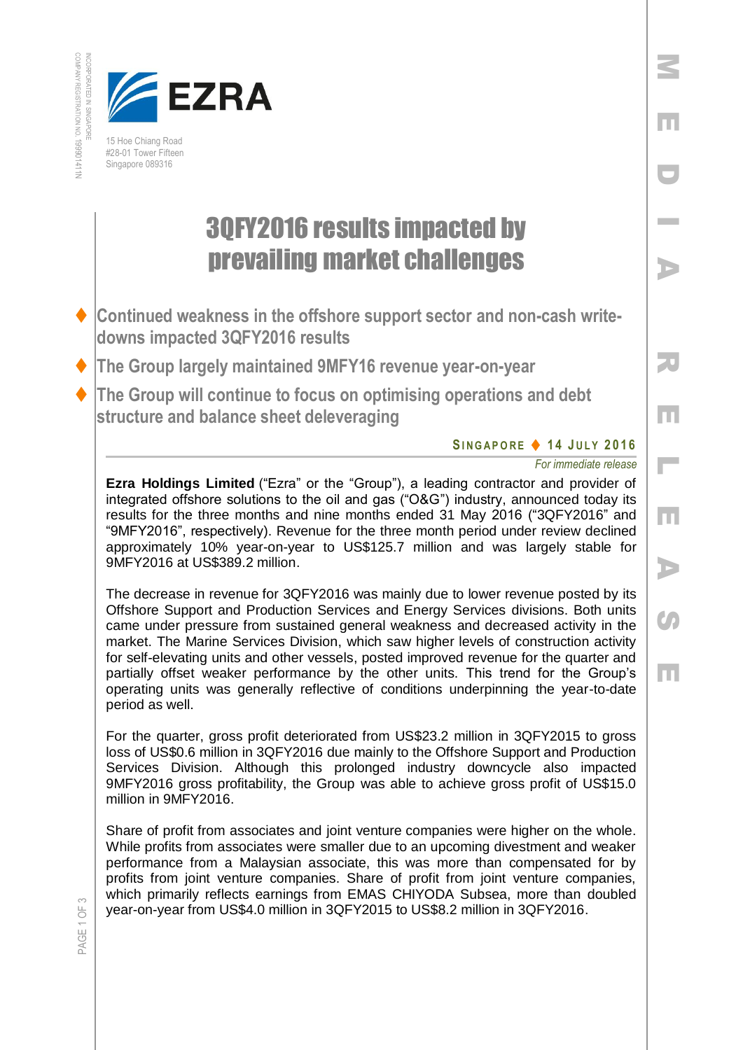EZRA

15 Hoe Chiang Road
#28-01 Tower Fifteen
Singapore 089316

INCORPORATED IN SINGAPORE
COMPANY REGISTRATION NO. 199901411N

MEDIA RELEASE

# 3QFY2016 results impacted by prevailing market challenges

- **Continued weakness in the offshore support sector and non-cash write-downs impacted 3QFY2016 results**
- **The Group largely maintained 9MFY16 revenue year-on-year**
- **The Group will continue to focus on optimising operations and debt structure and balance sheet deleveraging**

**SINGAPORE ♦ 14 JULY 2016**

*For immediate release*

**Ezra Holdings Limited** ("Ezra" or the "Group"), a leading contractor and provider of integrated offshore solutions to the oil and gas ("O&G") industry, announced today its results for the three months and nine months ended 31 May 2016 ("3QFY2016" and "9MFY2016", respectively). Revenue for the three month period under review declined approximately 10% year-on-year to US$125.7 million and was largely stable for 9MFY2016 at US$389.2 million.

The decrease in revenue for 3QFY2016 was mainly due to lower revenue posted by its Offshore Support and Production Services and Energy Services divisions. Both units came under pressure from sustained general weakness and decreased activity in the market. The Marine Services Division, which saw higher levels of construction activity for self-elevating units and other vessels, posted improved revenue for the quarter and partially offset weaker performance by the other units. This trend for the Group's operating units was generally reflective of conditions underpinning the year-to-date period as well.

For the quarter, gross profit deteriorated from US$23.2 million in 3QFY2015 to gross loss of US$0.6 million in 3QFY2016 due mainly to the Offshore Support and Production Services Division. Although this prolonged industry downcycle also impacted 9MFY2016 gross profitability, the Group was able to achieve gross profit of US$15.0 million in 9MFY2016.

Share of profit from associates and joint venture companies were higher on the whole. While profits from associates were smaller due to an upcoming divestment and weaker performance from a Malaysian associate, this was more than compensated for by profits from joint venture companies. Share of profit from joint venture companies, which primarily reflects earnings from EMAS CHIYODA Subsea, more than doubled year-on-year from US$4.0 million in 3QFY2015 to US$8.2 million in 3QFY2016.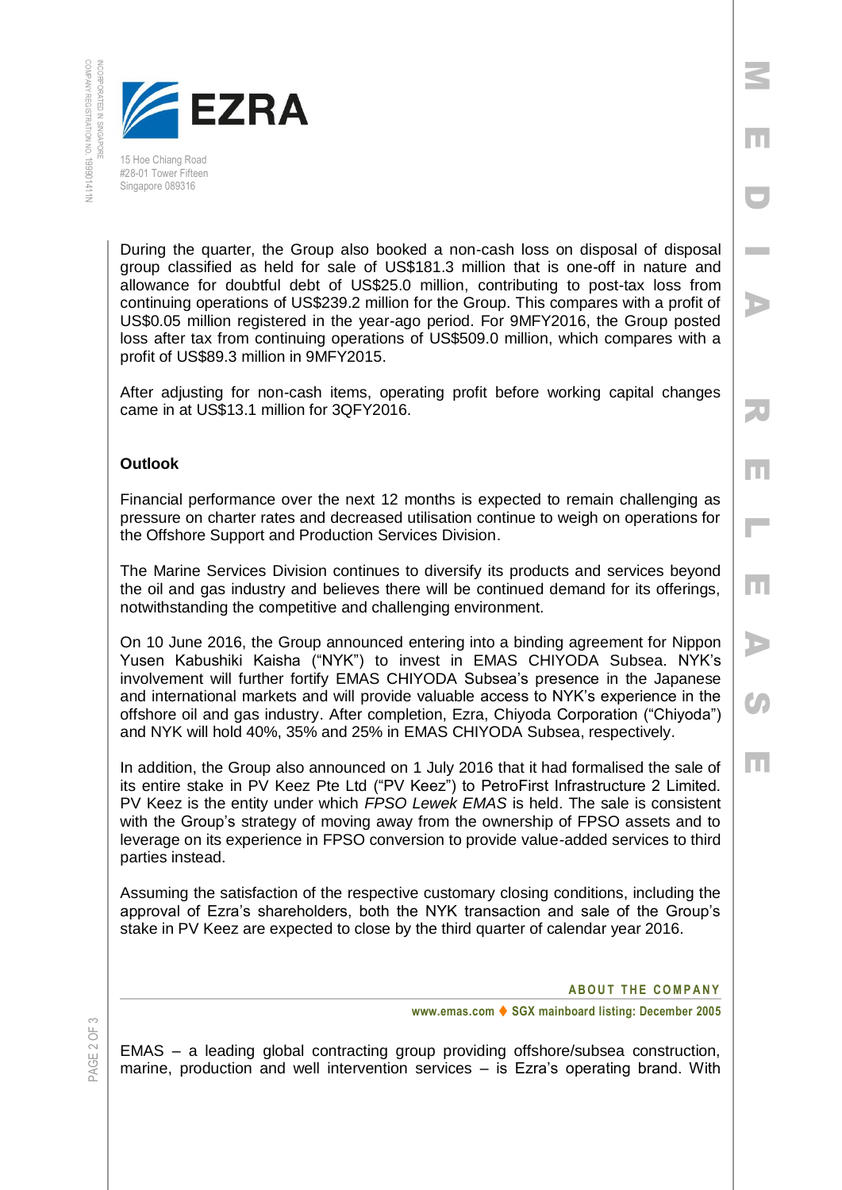During the quarter, the Group also booked a non-cash loss on disposal of disposal group classified as held for sale of US$181.3 million that is one-off in nature and allowance for doubtful debt of US$25.0 million, contributing to post-tax loss from continuing operations of US$239.2 million for the Group. This compares with a profit of US$0.05 million registered in the year-ago period. For 9MFY2016, the Group posted loss after tax from continuing operations of US$509.0 million, which compares with a profit of US$89.3 million in 9MFY2015.

After adjusting for non-cash items, operating profit before working capital changes came in at US$13.1 million for 3QFY2016.

**Outlook**

Financial performance over the next 12 months is expected to remain challenging as pressure on charter rates and decreased utilisation continue to weigh on operations for the Offshore Support and Production Services Division.

The Marine Services Division continues to diversify its products and services beyond the oil and gas industry and believes there will be continued demand for its offerings, notwithstanding the competitive and challenging environment.

On 10 June 2016, the Group announced entering into a binding agreement for Nippon Yusen Kabushiki Kaisha ("NYK") to invest in EMAS CHIYODA Subsea. NYK's involvement will further fortify EMAS CHIYODA Subsea's presence in the Japanese and international markets and will provide valuable access to NYK's experience in the offshore oil and gas industry. After completion, Ezra, Chiyoda Corporation ("Chiyoda") and NYK will hold 40%, 35% and 25% in EMAS CHIYODA Subsea, respectively.

In addition, the Group also announced on 1 July 2016 that it had formalised the sale of its entire stake in PV Keez Pte Ltd ("PV Keez") to PetroFirst Infrastructure 2 Limited. PV Keez is the entity under which *FPSO Lewek EMAS* is held. The sale is consistent with the Group's strategy of moving away from the ownership of FPSO assets and to leverage on its experience in FPSO conversion to provide value-added services to third parties instead.

Assuming the satisfaction of the respective customary closing conditions, including the approval of Ezra's shareholders, both the NYK transaction and sale of the Group's stake in PV Keez are expected to close by the third quarter of calendar year 2016.

**ABOUT THE COMPANY**

www.emas.com ♦ SGX mainboard listing: December 2005

EMAS – a leading global contracting group providing offshore/subsea construction, marine, production and well intervention services – is Ezra's operating brand. With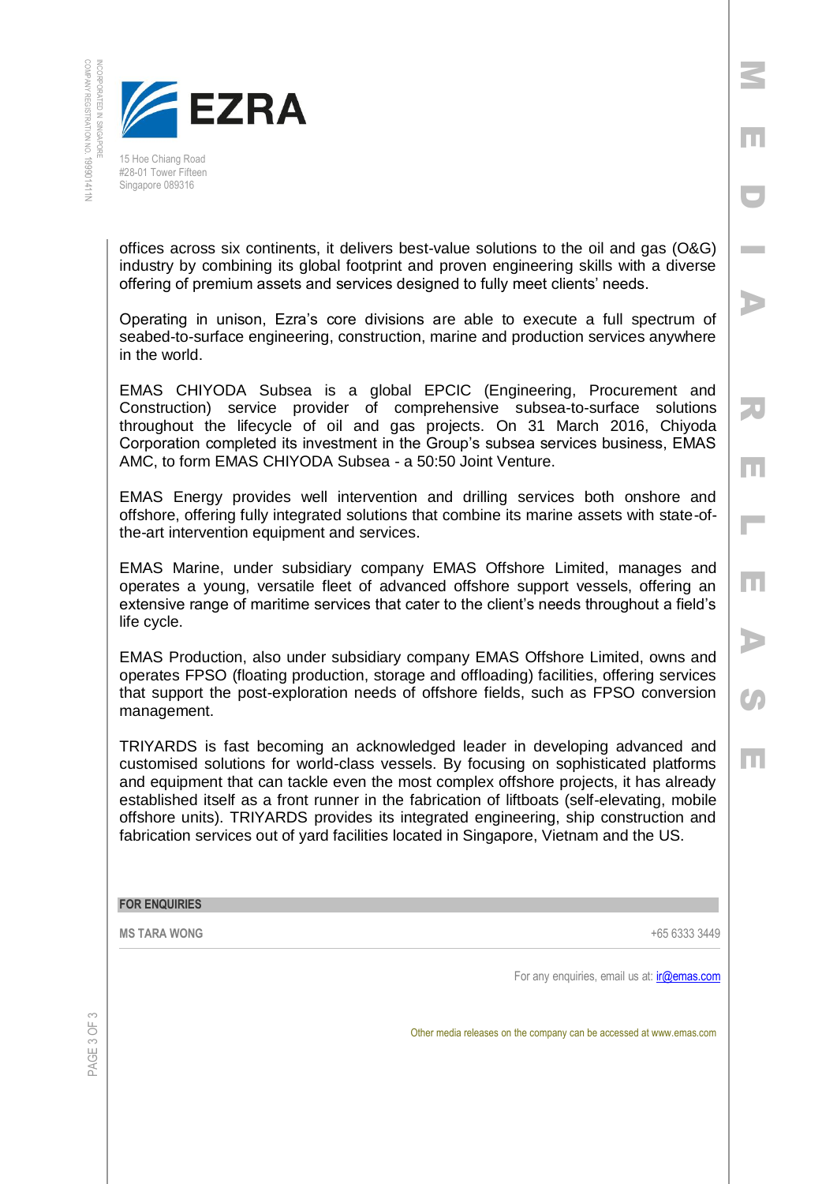offices across six continents, it delivers best-value solutions to the oil and gas (O&G) industry by combining its global footprint and proven engineering skills with a diverse offering of premium assets and services designed to fully meet clients' needs.

Operating in unison, Ezra's core divisions are able to execute a full spectrum of seabed-to-surface engineering, construction, marine and production services anywhere in the world.

EMAS CHIYODA Subsea is a global EPCIC (Engineering, Procurement and Construction) service provider of comprehensive subsea-to-surface solutions throughout the lifecycle of oil and gas projects. On 31 March 2016, Chiyoda Corporation completed its investment in the Group's subsea services business, EMAS AMC, to form EMAS CHIYODA Subsea - a 50:50 Joint Venture.

EMAS Energy provides well intervention and drilling services both onshore and offshore, offering fully integrated solutions that combine its marine assets with state-of-the-art intervention equipment and services.

EMAS Marine, under subsidiary company EMAS Offshore Limited, manages and operates a young, versatile fleet of advanced offshore support vessels, offering an extensive range of maritime services that cater to the client's needs throughout a field's life cycle.

EMAS Production, also under subsidiary company EMAS Offshore Limited, owns and operates FPSO (floating production, storage and offloading) facilities, offering services that support the post-exploration needs of offshore fields, such as FPSO conversion management.

TRIYARDS is fast becoming an acknowledged leader in developing advanced and customised solutions for world-class vessels. By focusing on sophisticated platforms and equipment that can tackle even the most complex offshore projects, it has already established itself as a front runner in the fabrication of liftboats (self-elevating, mobile offshore units). TRIYARDS provides its integrated engineering, ship construction and fabrication services out of yard facilities located in Singapore, Vietnam and the US.

**FOR ENQUIRIES**

**MS TARA WONG** +65 6333 3449

For any enquiries, email us at: ir@emas.com

Other media releases on the company can be accessed at www.emas.com